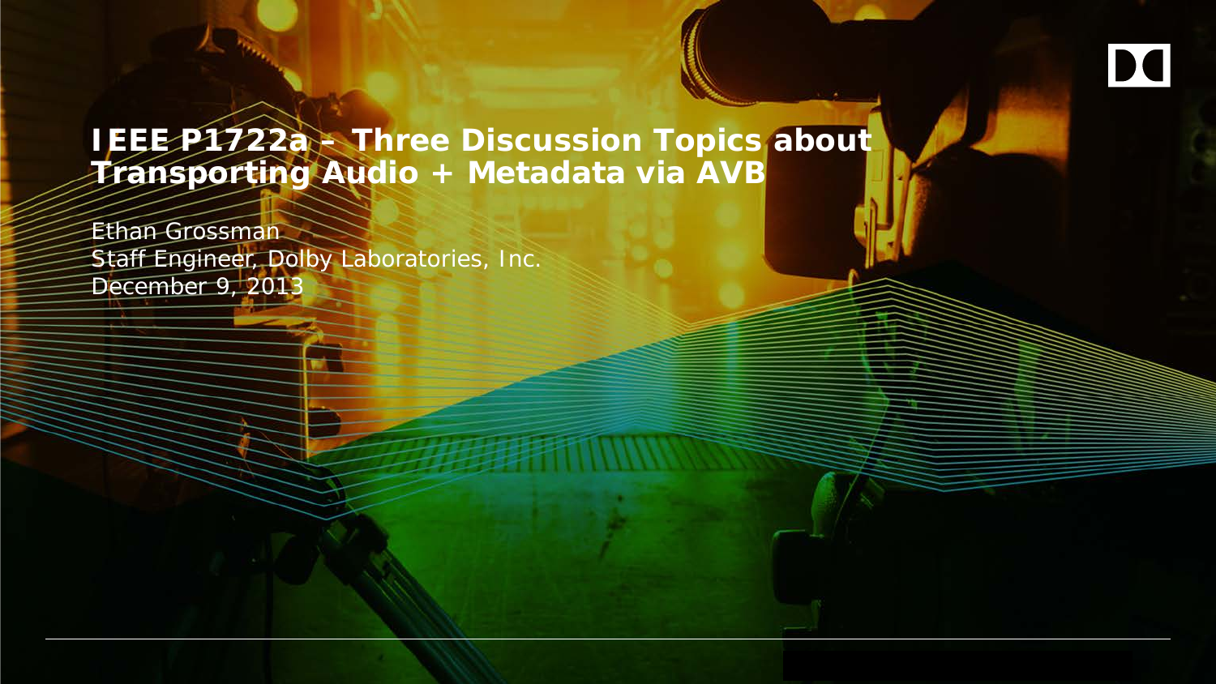# IEEE P1722a – Three Discussion Topics about Transporting Audio + Metadata via AVB

Ethan Grossman
Staff Engineer, Dolby Laboratories, Inc.
December 9, 2013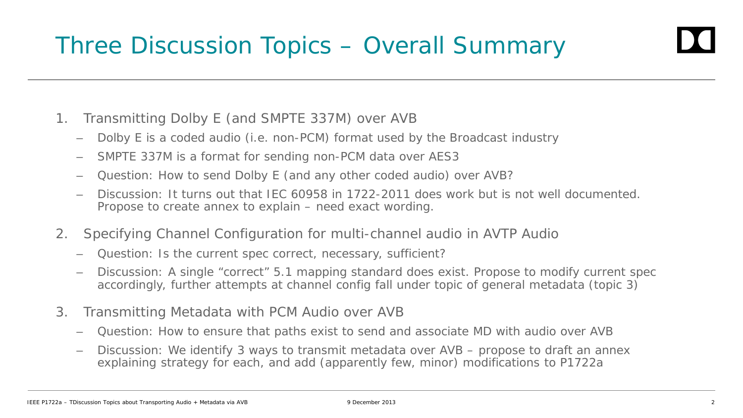# Three Discussion Topics – Overall Summary

1. Transmitting Dolby E (and SMPTE 337M) over AVB
   - Dolby E is a coded audio (i.e. non-PCM) format used by the Broadcast industry
   - SMPTE 337M is a format for sending non-PCM data over AES3
   - Question: How to send Dolby E (and any other coded audio) over AVB?
   - Discussion: It turns out that IEC 60958 in 1722-2011 does work but is not well documented. Propose to create annex to explain – need exact wording.
2. Specifying Channel Configuration for multi-channel audio in AVTP Audio
   - Question: Is the current spec correct, necessary, sufficient?
   - Discussion: A single "correct" 5.1 mapping standard does exist. Propose to modify current spec accordingly, further attempts at channel config fall under topic of general metadata (topic 3)
3. Transmitting Metadata with PCM Audio over AVB
   - Question: How to ensure that paths exist to send and associate MD with audio over AVB
   - Discussion: We identify 3 ways to transmit metadata over AVB – propose to draft an annex explaining strategy for each, and add (apparently few, minor) modifications to P1722a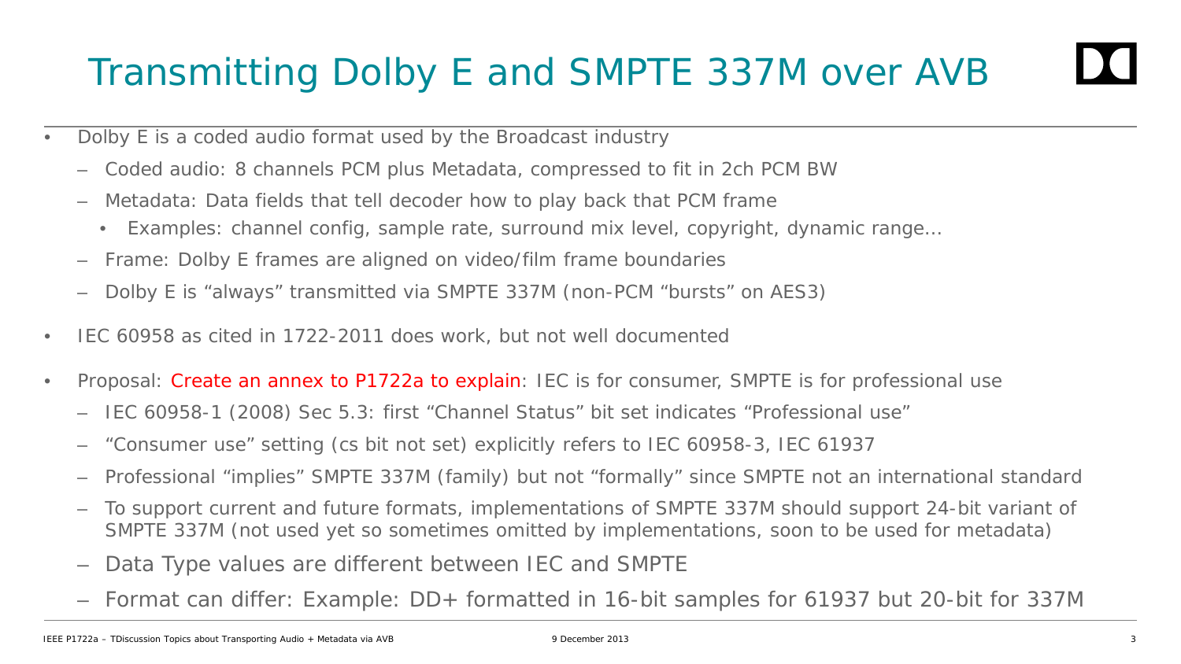# Transmitting Dolby E and SMPTE 337M over AVB

- Dolby E is a coded audio format used by the Broadcast industry
  - Coded audio: 8 channels PCM plus Metadata, compressed to fit in 2ch PCM BW
  - Metadata: Data fields that tell decoder how to play back that PCM frame
    - Examples: channel config, sample rate, surround mix level, copyright, dynamic range…
  - Frame: Dolby E frames are aligned on video/film frame boundaries
  - Dolby E is "always" transmitted via SMPTE 337M (non-PCM "bursts" on AES3)
- IEC 60958 as cited in 1722-2011 does work, but not well documented
- Proposal: Create an annex to P1722a to explain: IEC is for consumer, SMPTE is for professional use
  - IEC 60958-1 (2008) Sec 5.3: first "Channel Status" bit set indicates "Professional use"
  - "Consumer use" setting (cs bit not set) explicitly refers to IEC 60958-3, IEC 61937
  - Professional "implies" SMPTE 337M (family) but not "formally" since SMPTE not an international standard
  - To support current and future formats, implementations of SMPTE 337M should support 24-bit variant of SMPTE 337M (not used yet so sometimes omitted by implementations, soon to be used for metadata)
  - Data Type values are different between IEC and SMPTE
  - Format can differ: Example: DD+ formatted in 16-bit samples for 61937 but 20-bit for 337M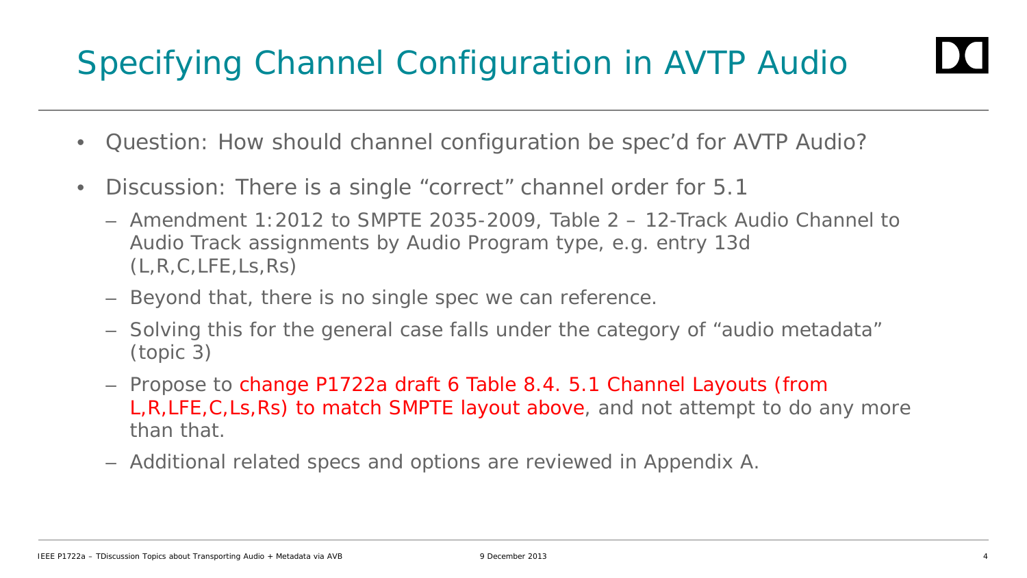# Specifying Channel Configuration in AVTP Audio

- Question: How should channel configuration be spec'd for AVTP Audio?
- Discussion: There is a single "correct" channel order for 5.1
  - Amendment 1:2012 to SMPTE 2035-2009, Table 2 – 12-Track Audio Channel to Audio Track assignments by Audio Program type, e.g. entry 13d (L,R,C,LFE,Ls,Rs)
  - Beyond that, there is no single spec we can reference.
  - Solving this for the general case falls under the category of "audio metadata" (topic 3)
  - Propose to change P1722a draft 6 Table 8.4. 5.1 Channel Layouts (from L,R,LFE,C,Ls,Rs) to match SMPTE layout above, and not attempt to do any more than that.
  - Additional related specs and options are reviewed in Appendix A.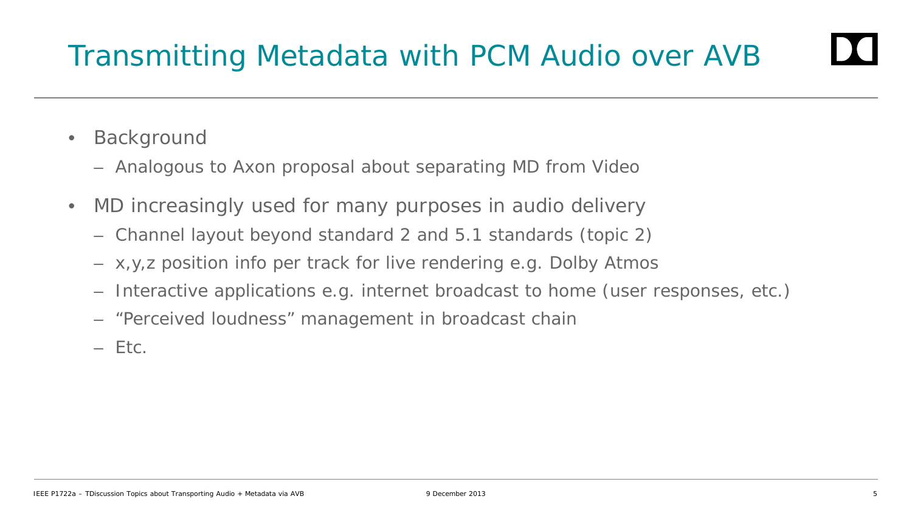# Transmitting Metadata with PCM Audio over AVB

- Background
  - Analogous to Axon proposal about separating MD from Video
- MD increasingly used for many purposes in audio delivery
  - Channel layout beyond standard 2 and 5.1 standards (topic 2)
  - x,y,z position info per track for live rendering e.g. Dolby Atmos
  - Interactive applications e.g. internet broadcast to home (user responses, etc.)
  - "Perceived loudness" management in broadcast chain
  - Etc.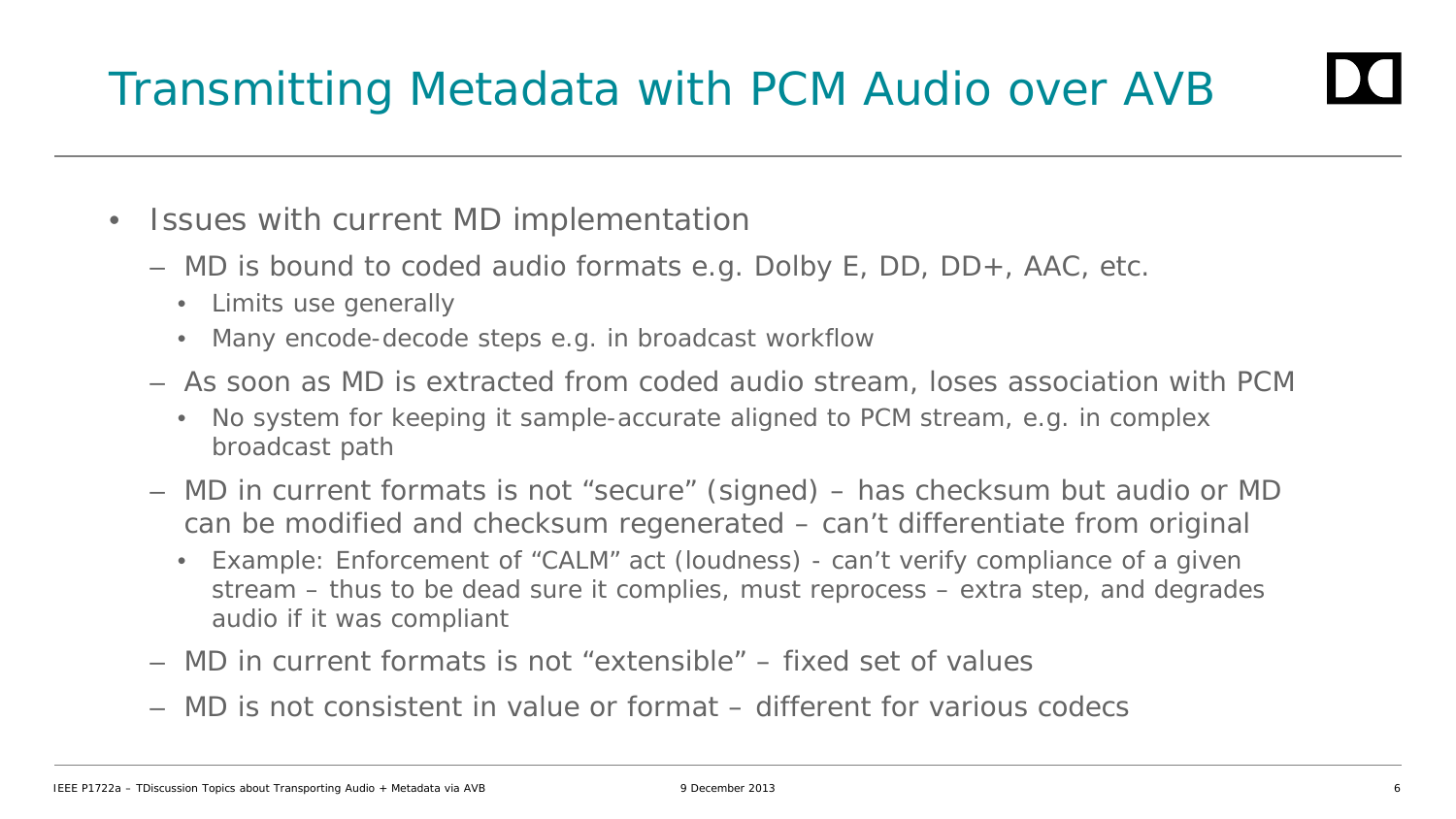# Transmitting Metadata with PCM Audio over AVB

- Issues with current MD implementation
  - MD is bound to coded audio formats e.g. Dolby E, DD, DD+, AAC, etc.
    - Limits use generally
    - Many encode-decode steps e.g. in broadcast workflow
  - As soon as MD is extracted from coded audio stream, loses association with PCM
    - No system for keeping it sample-accurate aligned to PCM stream, e.g. in complex broadcast path
  - MD in current formats is not "secure" (signed) – has checksum but audio or MD can be modified and checksum regenerated – can't differentiate from original
    - Example: Enforcement of "CALM" act (loudness) - can't verify compliance of a given stream – thus to be dead sure it complies, must reprocess – extra step, and degrades audio if it was compliant
  - MD in current formats is not "extensible" – fixed set of values
  - MD is not consistent in value or format – different for various codecs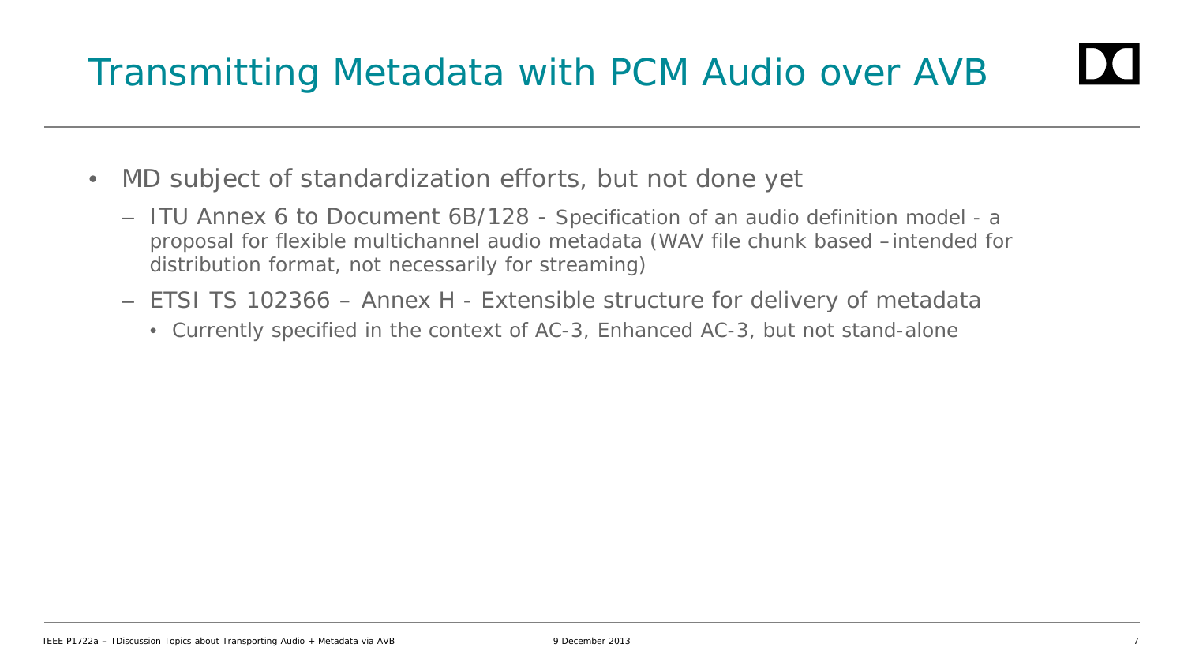# Transmitting Metadata with PCM Audio over AVB

- MD subject of standardization efforts, but not done yet
  - ITU Annex 6 to Document 6B/128 - Specification of an audio definition model - a proposal for flexible multichannel audio metadata (WAV file chunk based –intended for distribution format, not necessarily for streaming)
  - ETSI TS 102366 – Annex H - Extensible structure for delivery of metadata
    - Currently specified in the context of AC-3, Enhanced AC-3, but not stand-alone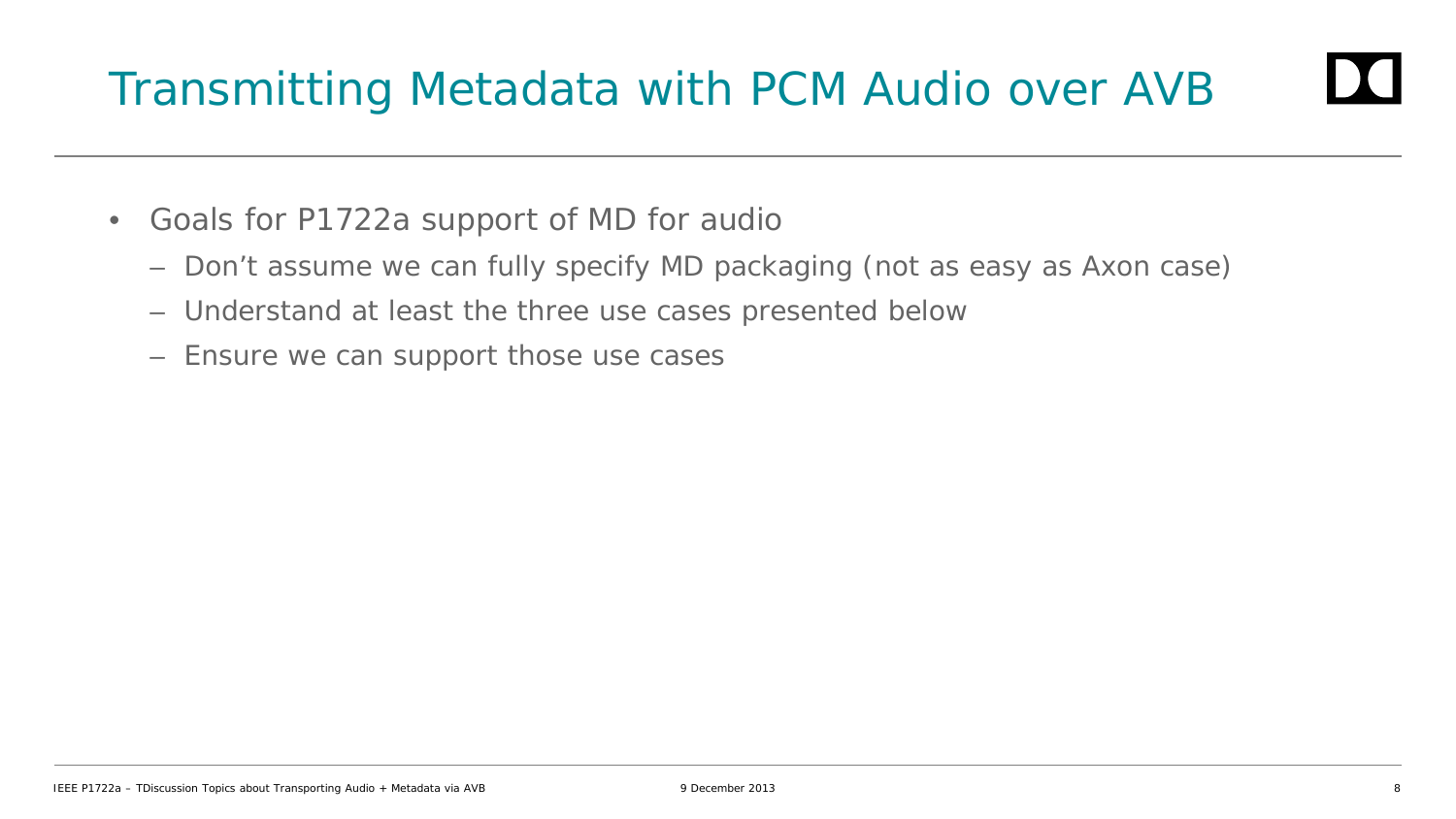# Transmitting Metadata with PCM Audio over AVB

- Goals for P1722a support of MD for audio
  - Don't assume we can fully specify MD packaging (not as easy as Axon case)
  - Understand at least the three use cases presented below
  - Ensure we can support those use cases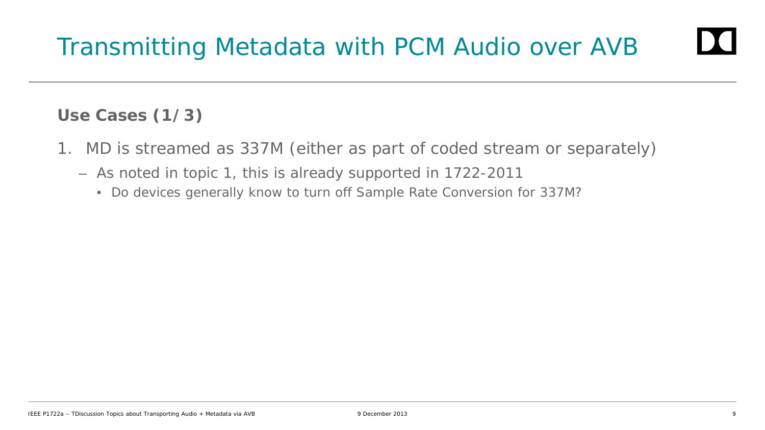# Transmitting Metadata with PCM Audio over AVB

**Use Cases (1/3)**

1. MD is streamed as 337M (either as part of coded stream or separately)
   - As noted in topic 1, this is already supported in 1722-2011
     - Do devices generally know to turn off Sample Rate Conversion for 337M?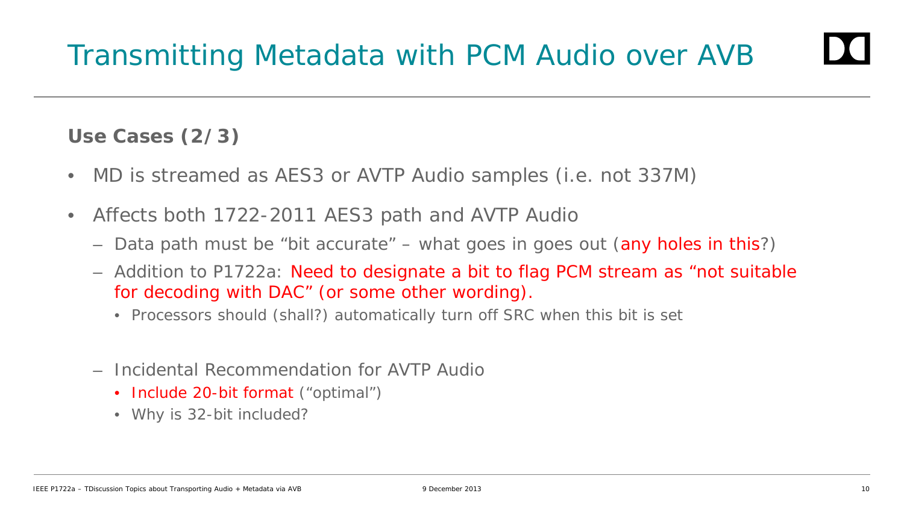# Transmitting Metadata with PCM Audio over AVB

**Use Cases (2/3)**

- MD is streamed as AES3 or AVTP Audio samples (i.e. not 337M)
- Affects both 1722-2011 AES3 path and AVTP Audio
  - Data path must be "bit accurate" – what goes in goes out (any holes in this?)
  - Addition to P1722a: Need to designate a bit to flag PCM stream as "not suitable for decoding with DAC" (or some other wording).
    - Processors should (shall?) automatically turn off SRC when this bit is set
  - Incidental Recommendation for AVTP Audio
    - Include 20-bit format ("optimal")
    - Why is 32-bit included?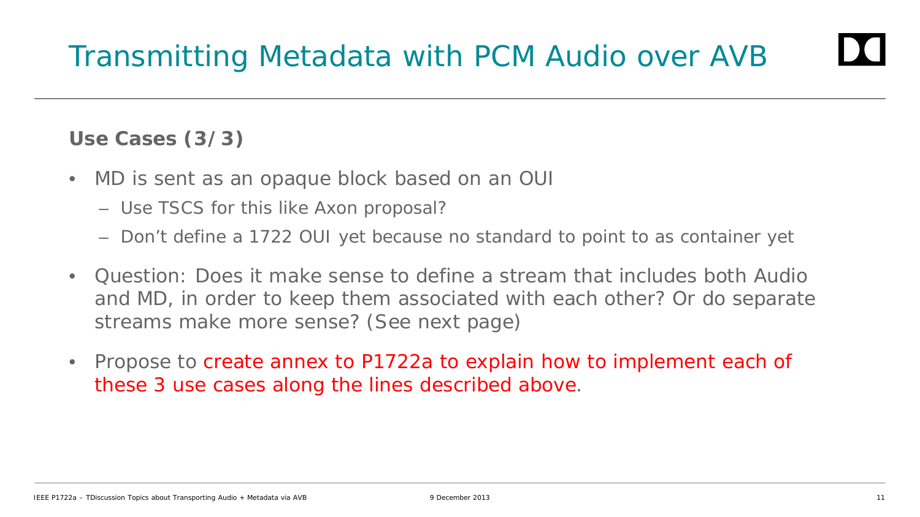# Transmitting Metadata with PCM Audio over AVB

**Use Cases (3/3)**

- MD is sent as an opaque block based on an OUI
  - Use TSCS for this like Axon proposal?
  - Don't define a 1722 OUI yet because no standard to point to as container yet
- Question: Does it make sense to define a stream that includes both Audio and MD, in order to keep them associated with each other? Or do separate streams make more sense? (See next page)
- Propose to create annex to P1722a to explain how to implement each of these 3 use cases along the lines described above.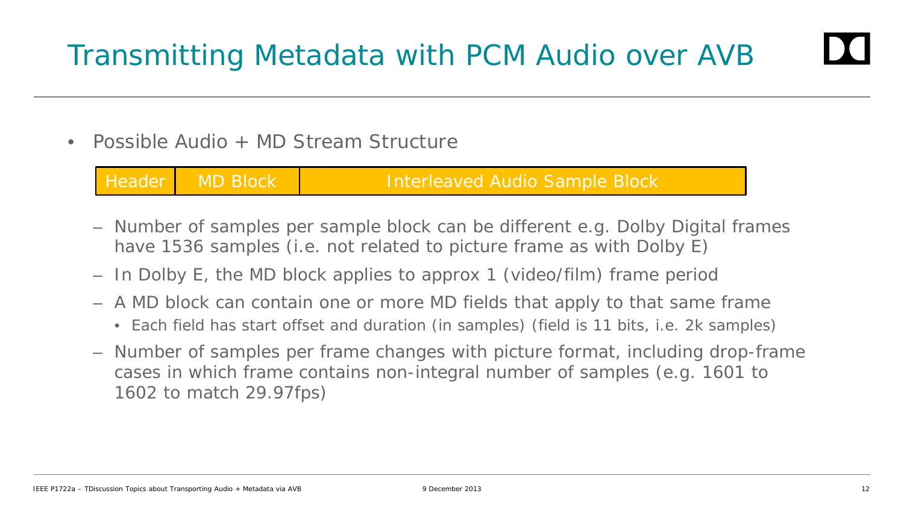# Transmitting Metadata with PCM Audio over AVB

- Possible Audio + MD Stream Structure

| Header | MD Block | Interleaved Audio Sample Block |
| --- | --- | --- |

  - Number of samples per sample block can be different e.g. Dolby Digital frames have 1536 samples (i.e. not related to picture frame as with Dolby E)
  - In Dolby E, the MD block applies to approx 1 (video/film) frame period
  - A MD block can contain one or more MD fields that apply to that same frame
    - Each field has start offset and duration (in samples) (field is 11 bits, i.e. 2k samples)
  - Number of samples per frame changes with picture format, including drop-frame cases in which frame contains non-integral number of samples (e.g. 1601 to 1602 to match 29.97fps)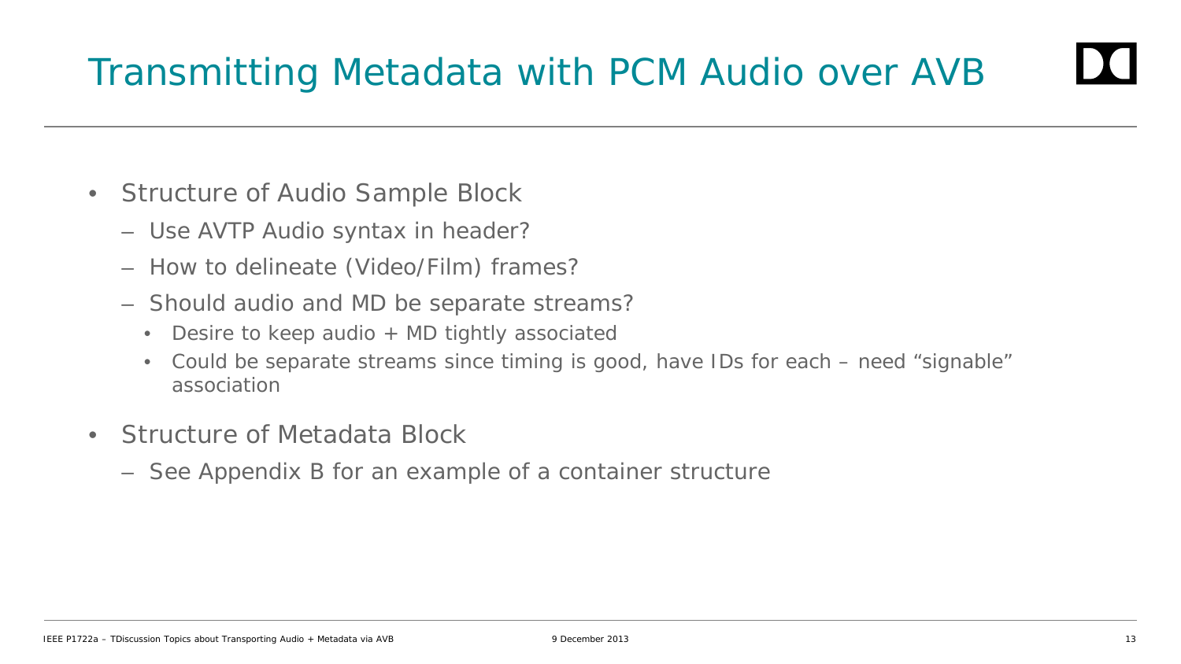# Transmitting Metadata with PCM Audio over AVB

- Structure of Audio Sample Block
  - Use AVTP Audio syntax in header?
  - How to delineate (Video/Film) frames?
  - Should audio and MD be separate streams?
    - Desire to keep audio + MD tightly associated
    - Could be separate streams since timing is good, have IDs for each – need "signable" association
- Structure of Metadata Block
  - See Appendix B for an example of a container structure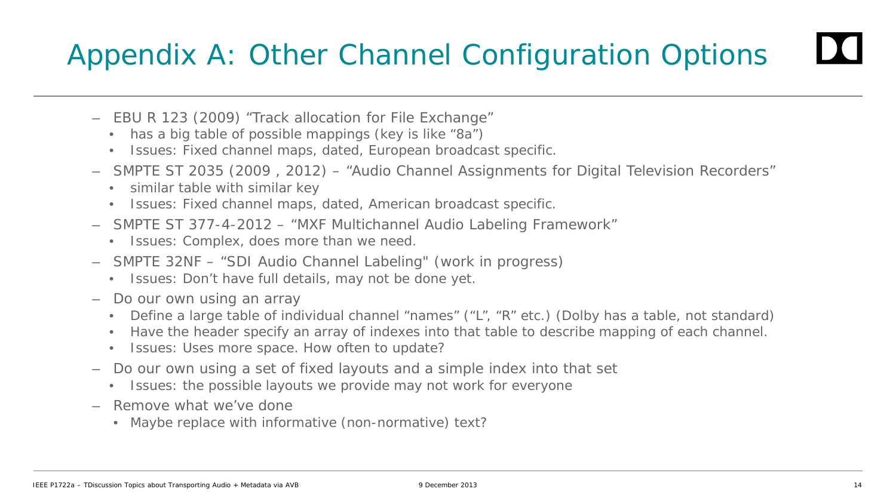# Appendix A: Other Channel Configuration Options

- EBU R 123 (2009) “Track allocation for File Exchange”
  - has a big table of possible mappings (key is like “8a”)
  - Issues: Fixed channel maps, dated, European broadcast specific.
- SMPTE ST 2035 (2009 , 2012) – “Audio Channel Assignments for Digital Television Recorders”
  - similar table with similar key
  - Issues: Fixed channel maps, dated, American broadcast specific.
- SMPTE ST 377-4-2012 – “MXF Multichannel Audio Labeling Framework”
  - Issues: Complex, does more than we need.
- SMPTE 32NF – “SDI Audio Channel Labeling" (work in progress)
  - Issues: Don’t have full details, may not be done yet.
- Do our own using an array
  - Define a large table of individual channel “names” (“L”, “R” etc.) (Dolby has a table, not standard)
  - Have the header specify an array of indexes into that table to describe mapping of each channel.
  - Issues: Uses more space. How often to update?
- Do our own using a set of fixed layouts and a simple index into that set
  - Issues: the possible layouts we provide may not work for everyone
- Remove what we’ve done
  - Maybe replace with informative (non-normative) text?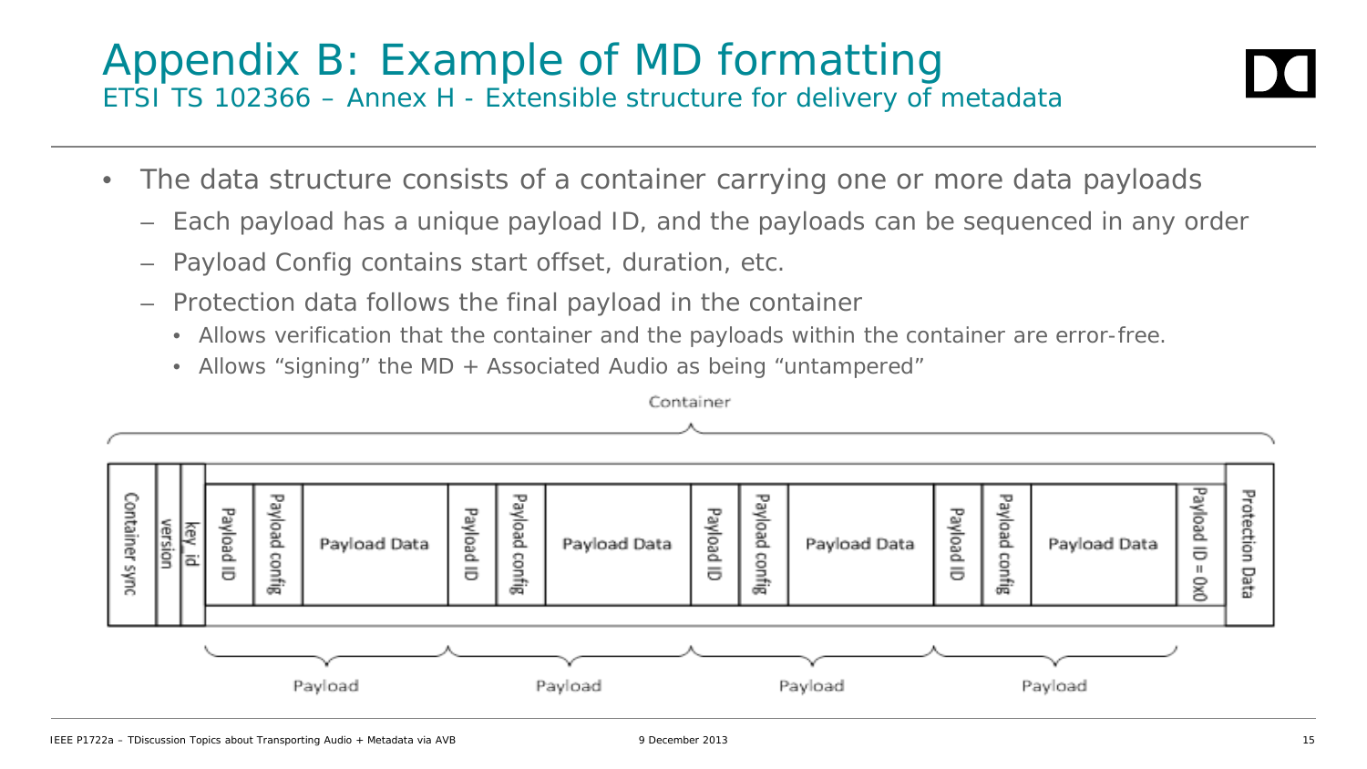# Appendix B: Example of MD formatting

## ETSI TS 102366 – Annex H - Extensible structure for delivery of metadata

- The data structure consists of a container carrying one or more data payloads
  - Each payload has a unique payload ID, and the payloads can be sequenced in any order
  - Payload Config contains start offset, duration, etc.
  - Protection data follows the final payload in the container
    - Allows verification that the container and the payloads within the container are error-free.
    - Allows "signing" the MD + Associated Audio as being "untampered"

Container

Container sync
version
key id
Payload ID
Payload config
Payload Data
Payload ID
Payload config
Payload Data
Payload ID
Payload config
Payload Data
Payload ID
Payload config
Payload Data
Payload ID = 0x0
Protection Data

Payload
Payload
Payload
Payload